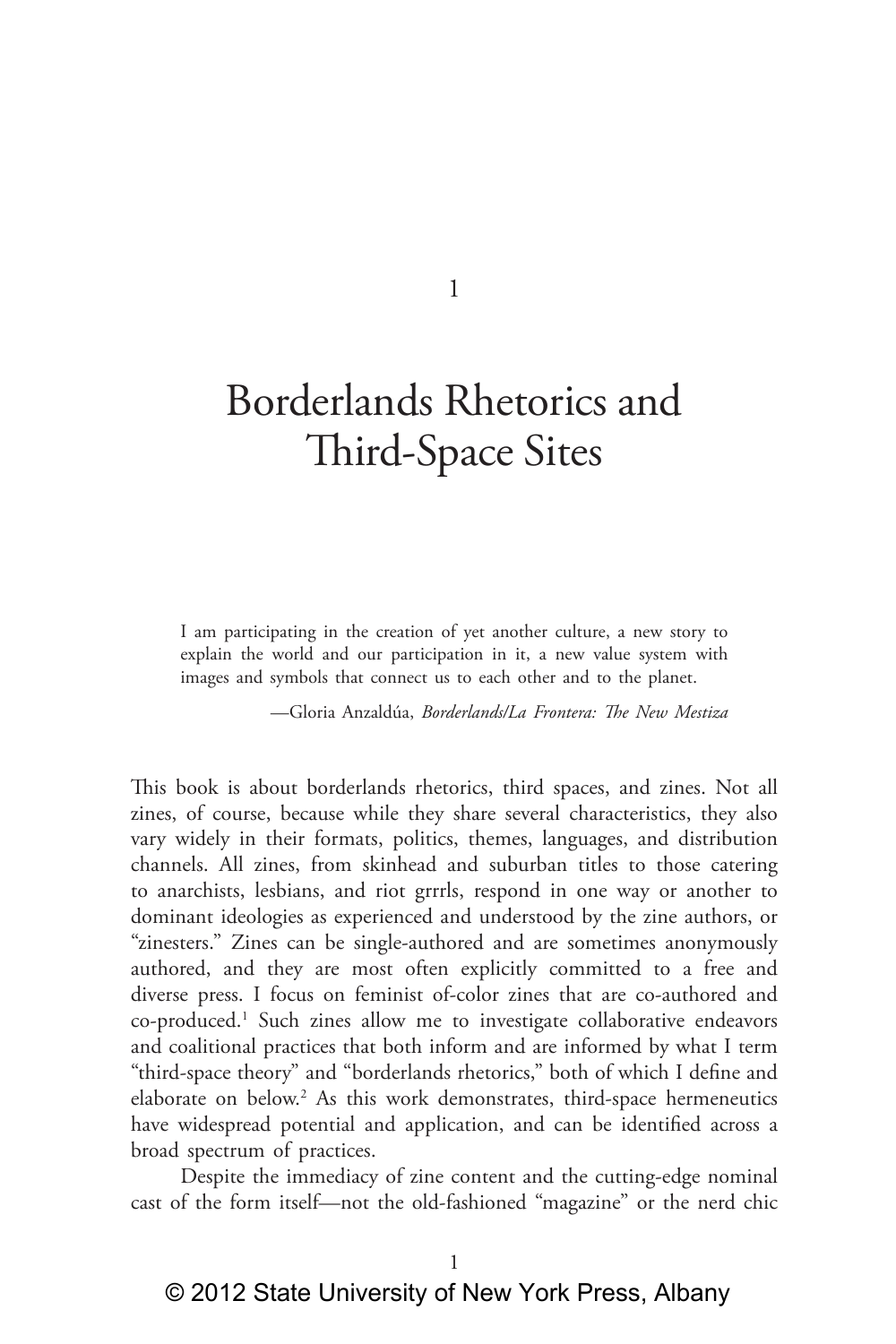# 1

# Borderlands Rhetorics and Third-Space Sites

> I am participating in the creation of yet another culture, a new story to explain the world and our participation in it, a new value system with images and symbols that connect us to each other and to the planet.
>
> —Gloria Anzaldúa, *Borderlands/La Frontera: The New Mestiza*

This book is about borderlands rhetorics, third spaces, and zines. Not all zines, of course, because while they share several characteristics, they also vary widely in their formats, politics, themes, languages, and distribution channels. All zines, from skinhead and suburban titles to those catering to anarchists, lesbians, and riot grrrls, respond in one way or another to dominant ideologies as experienced and understood by the zine authors, or "zinesters." Zines can be single-authored and are sometimes anonymously authored, and they are most often explicitly committed to a free and diverse press. I focus on feminist of-color zines that are co-authored and co-produced.[1] Such zines allow me to investigate collaborative endeavors and coalitional practices that both inform and are informed by what I term "third-space theory" and "borderlands rhetorics," both of which I define and elaborate on below.[2] As this work demonstrates, third-space hermeneutics have widespread potential and application, and can be identified across a broad spectrum of practices.

Despite the immediacy of zine content and the cutting-edge nominal cast of the form itself—not the old-fashioned "magazine" or the nerd chic

© 2012 State University of New York Press, Albany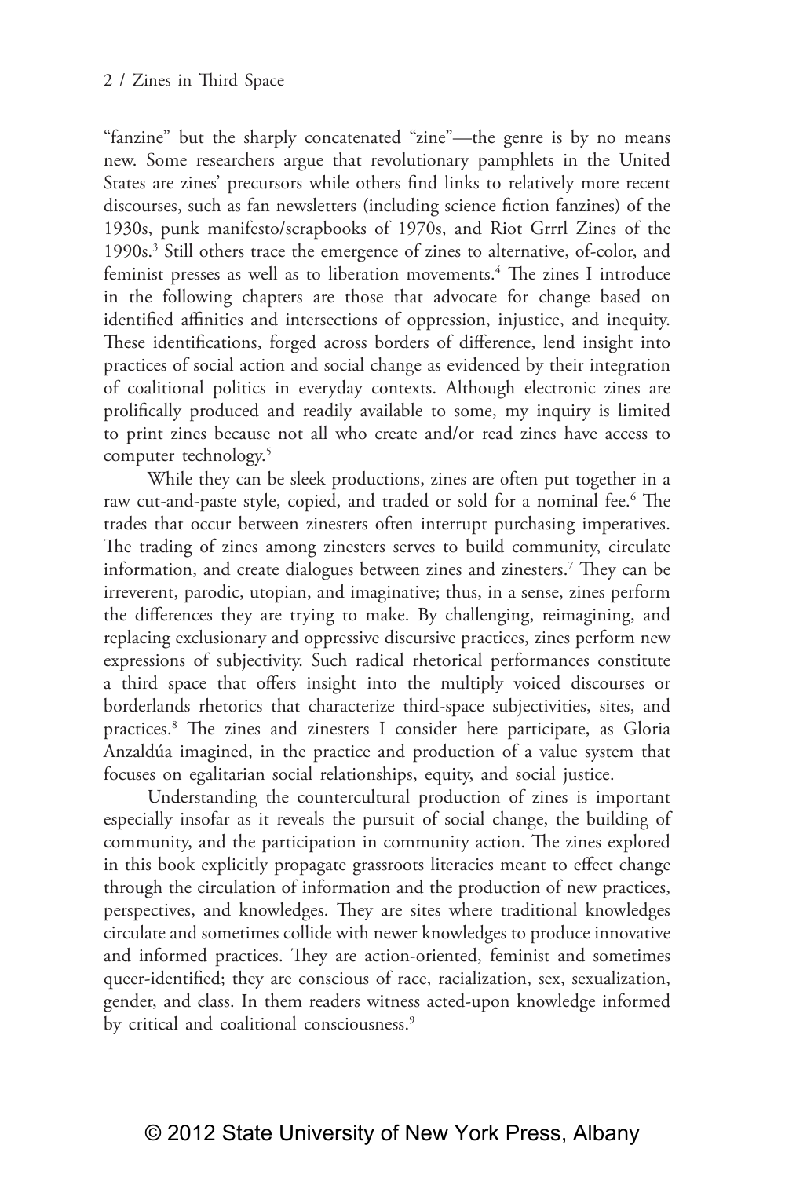"fanzine" but the sharply concatenated "zine"—the genre is by no means new. Some researchers argue that revolutionary pamphlets in the United States are zines' precursors while others find links to relatively more recent discourses, such as fan newsletters (including science fiction fanzines) of the 1930s, punk manifesto/scrapbooks of 1970s, and Riot Grrrl Zines of the 1990s.[3] Still others trace the emergence of zines to alternative, of-color, and feminist presses as well as to liberation movements.[4] The zines I introduce in the following chapters are those that advocate for change based on identified affinities and intersections of oppression, injustice, and inequity. These identifications, forged across borders of difference, lend insight into practices of social action and social change as evidenced by their integration of coalitional politics in everyday contexts. Although electronic zines are prolifically produced and readily available to some, my inquiry is limited to print zines because not all who create and/or read zines have access to computer technology.[5]

While they can be sleek productions, zines are often put together in a raw cut-and-paste style, copied, and traded or sold for a nominal fee.[6] The trades that occur between zinesters often interrupt purchasing imperatives. The trading of zines among zinesters serves to build community, circulate information, and create dialogues between zines and zinesters.[7] They can be irreverent, parodic, utopian, and imaginative; thus, in a sense, zines perform the differences they are trying to make. By challenging, reimagining, and replacing exclusionary and oppressive discursive practices, zines perform new expressions of subjectivity. Such radical rhetorical performances constitute a third space that offers insight into the multiply voiced discourses or borderlands rhetorics that characterize third-space subjectivities, sites, and practices.[8] The zines and zinesters I consider here participate, as Gloria Anzaldúa imagined, in the practice and production of a value system that focuses on egalitarian social relationships, equity, and social justice.

Understanding the countercultural production of zines is important especially insofar as it reveals the pursuit of social change, the building of community, and the participation in community action. The zines explored in this book explicitly propagate grassroots literacies meant to effect change through the circulation of information and the production of new practices, perspectives, and knowledges. They are sites where traditional knowledges circulate and sometimes collide with newer knowledges to produce innovative and informed practices. They are action-oriented, feminist and sometimes queer-identified; they are conscious of race, racialization, sex, sexualization, gender, and class. In them readers witness acted-upon knowledge informed by critical and coalitional consciousness.[9]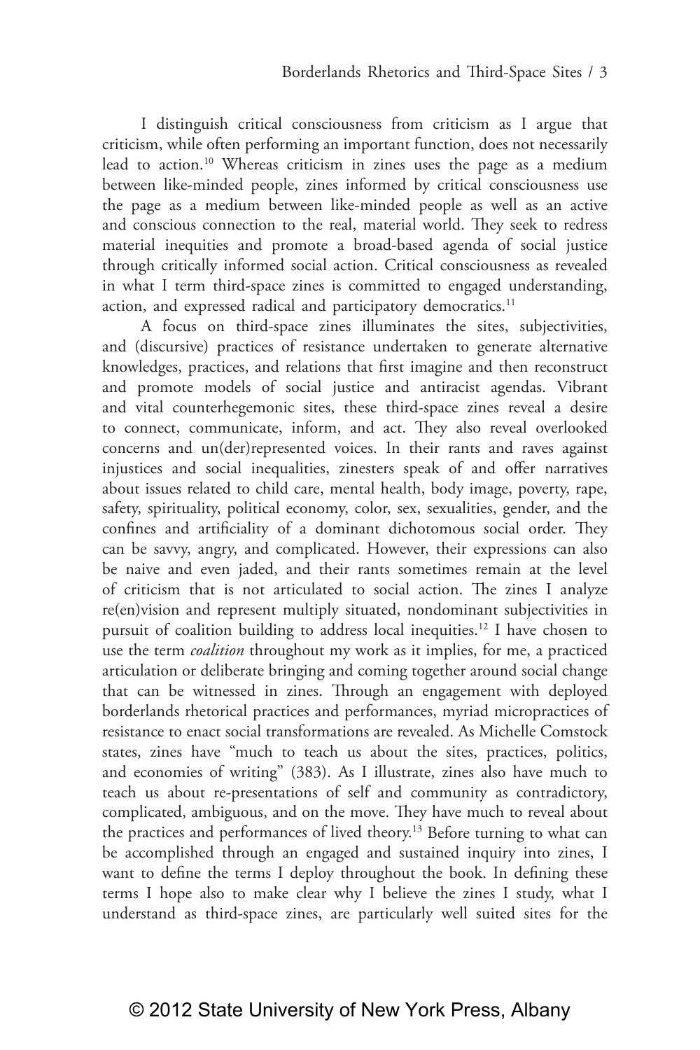I distinguish critical consciousness from criticism as I argue that criticism, while often performing an important function, does not necessarily lead to action.[10] Whereas criticism in zines uses the page as a medium between like-minded people, zines informed by critical consciousness use the page as a medium between like-minded people as well as an active and conscious connection to the real, material world. They seek to redress material inequities and promote a broad-based agenda of social justice through critically informed social action. Critical consciousness as revealed in what I term third-space zines is committed to engaged understanding, action, and expressed radical and participatory democratics.[11]

A focus on third-space zines illuminates the sites, subjectivities, and (discursive) practices of resistance undertaken to generate alternative knowledges, practices, and relations that first imagine and then reconstruct and promote models of social justice and antiracist agendas. Vibrant and vital counterhegemonic sites, these third-space zines reveal a desire to connect, communicate, inform, and act. They also reveal overlooked concerns and un(der)represented voices. In their rants and raves against injustices and social inequalities, zinesters speak of and offer narratives about issues related to child care, mental health, body image, poverty, rape, safety, spirituality, political economy, color, sex, sexualities, gender, and the confines and artificiality of a dominant dichotomous social order. They can be savvy, angry, and complicated. However, their expressions can also be naive and even jaded, and their rants sometimes remain at the level of criticism that is not articulated to social action. The zines I analyze re(en)vision and represent multiply situated, nondominant subjectivities in pursuit of coalition building to address local inequities.[12] I have chosen to use the term *coalition* throughout my work as it implies, for me, a practiced articulation or deliberate bringing and coming together around social change that can be witnessed in zines. Through an engagement with deployed borderlands rhetorical practices and performances, myriad micropractices of resistance to enact social transformations are revealed. As Michelle Comstock states, zines have "much to teach us about the sites, practices, politics, and economies of writing" (383). As I illustrate, zines also have much to teach us about re-presentations of self and community as contradictory, complicated, ambiguous, and on the move. They have much to reveal about the practices and performances of lived theory.[13] Before turning to what can be accomplished through an engaged and sustained inquiry into zines, I want to define the terms I deploy throughout the book. In defining these terms I hope also to make clear why I believe the zines I study, what I understand as third-space zines, are particularly well suited sites for the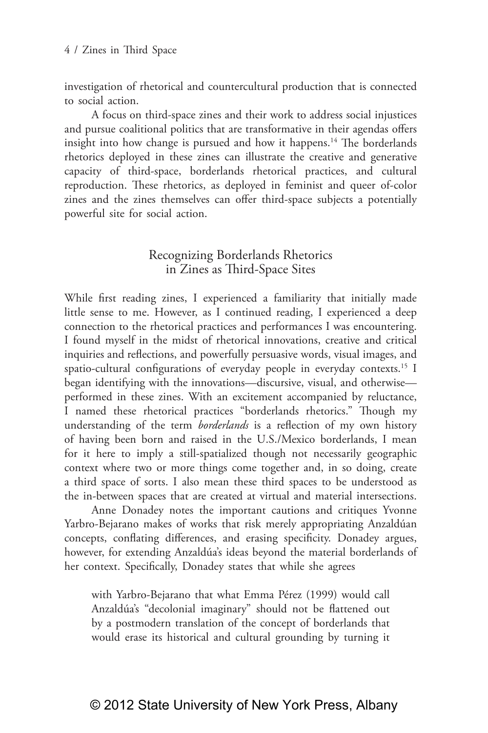investigation of rhetorical and countercultural production that is connected to social action.

A focus on third-space zines and their work to address social injustices and pursue coalitional politics that are transformative in their agendas offers insight into how change is pursued and how it happens.[14] The borderlands rhetorics deployed in these zines can illustrate the creative and generative capacity of third-space, borderlands rhetorical practices, and cultural reproduction. These rhetorics, as deployed in feminist and queer of-color zines and the zines themselves can offer third-space subjects a potentially powerful site for social action.

## Recognizing Borderlands Rhetorics in Zines as Third-Space Sites

While first reading zines, I experienced a familiarity that initially made little sense to me. However, as I continued reading, I experienced a deep connection to the rhetorical practices and performances I was encountering. I found myself in the midst of rhetorical innovations, creative and critical inquiries and reflections, and powerfully persuasive words, visual images, and spatio-cultural configurations of everyday people in everyday contexts.[15] I began identifying with the innovations—discursive, visual, and otherwise—performed in these zines. With an excitement accompanied by reluctance, I named these rhetorical practices "borderlands rhetorics." Though my understanding of the term *borderlands* is a reflection of my own history of having been born and raised in the U.S./Mexico borderlands, I mean for it here to imply a still-spatialized though not necessarily geographic context where two or more things come together and, in so doing, create a third space of sorts. I also mean these third spaces to be understood as the in-between spaces that are created at virtual and material intersections.

Anne Donadey notes the important cautions and critiques Yvonne Yarbro-Bejarano makes of works that risk merely appropriating Anzaldúan concepts, conflating differences, and erasing specificity. Donadey argues, however, for extending Anzaldúa's ideas beyond the material borderlands of her context. Specifically, Donadey states that while she agrees

> with Yarbro-Bejarano that what Emma Pérez (1999) would call Anzaldúa's "decolonial imaginary" should not be flattened out by a postmodern translation of the concept of borderlands that would erase its historical and cultural grounding by turning it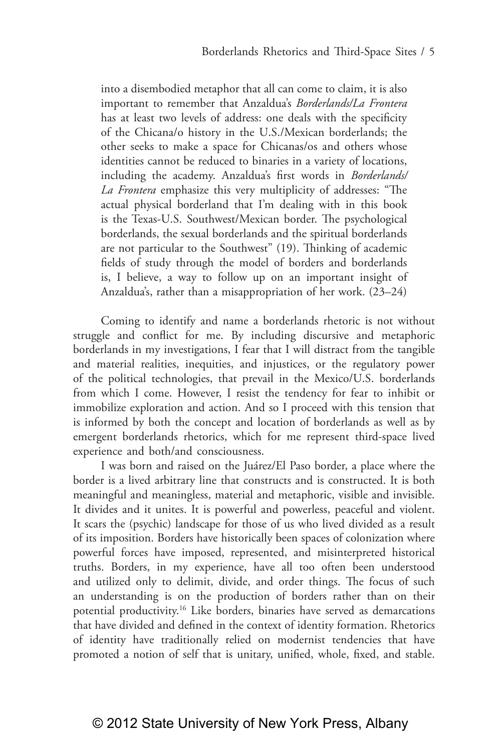> into a disembodied metaphor that all can come to claim, it is also important to remember that Anzaldua's *Borderlands/La Frontera* has at least two levels of address: one deals with the specificity of the Chicana/o history in the U.S./Mexican borderlands; the other seeks to make a space for Chicanas/os and others whose identities cannot be reduced to binaries in a variety of locations, including the academy. Anzaldua's first words in *Borderlands/La Frontera* emphasize this very multiplicity of addresses: "The actual physical borderland that I'm dealing with in this book is the Texas-U.S. Southwest/Mexican border. The psychological borderlands, the sexual borderlands and the spiritual borderlands are not particular to the Southwest" (19). Thinking of academic fields of study through the model of borders and borderlands is, I believe, a way to follow up on an important insight of Anzaldua's, rather than a misappropriation of her work. (23–24)

Coming to identify and name a borderlands rhetoric is not without struggle and conflict for me. By including discursive and metaphoric borderlands in my investigations, I fear that I will distract from the tangible and material realities, inequities, and injustices, or the regulatory power of the political technologies, that prevail in the Mexico/U.S. borderlands from which I come. However, I resist the tendency for fear to inhibit or immobilize exploration and action. And so I proceed with this tension that is informed by both the concept and location of borderlands as well as by emergent borderlands rhetorics, which for me represent third-space lived experience and both/and consciousness.

I was born and raised on the Juárez/El Paso border, a place where the border is a lived arbitrary line that constructs and is constructed. It is both meaningful and meaningless, material and metaphoric, visible and invisible. It divides and it unites. It is powerful and powerless, peaceful and violent. It scars the (psychic) landscape for those of us who lived divided as a result of its imposition. Borders have historically been spaces of colonization where powerful forces have imposed, represented, and misinterpreted historical truths. Borders, in my experience, have all too often been understood and utilized only to delimit, divide, and order things. The focus of such an understanding is on the production of borders rather than on their potential productivity.[16] Like borders, binaries have served as demarcations that have divided and defined in the context of identity formation. Rhetorics of identity have traditionally relied on modernist tendencies that have promoted a notion of self that is unitary, unified, whole, fixed, and stable.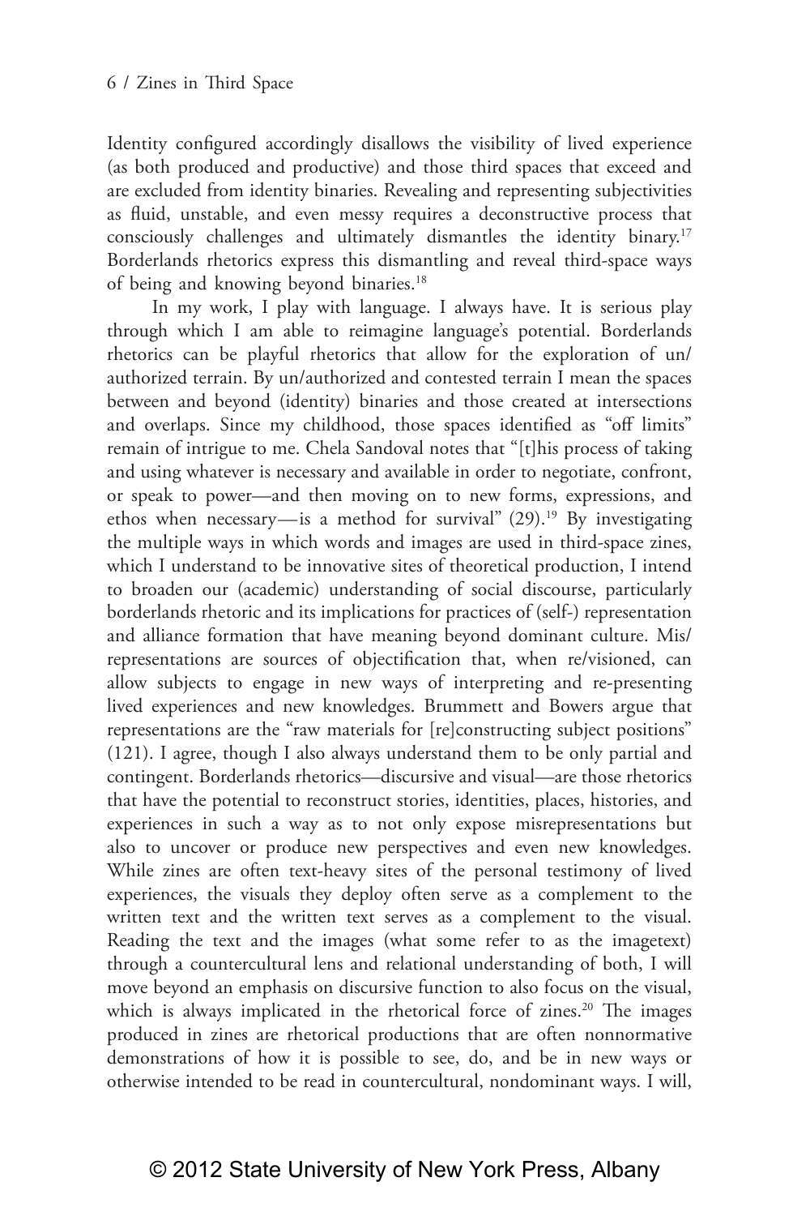Identity configured accordingly disallows the visibility of lived experience (as both produced and productive) and those third spaces that exceed and are excluded from identity binaries. Revealing and representing subjectivities as fluid, unstable, and even messy requires a deconstructive process that consciously challenges and ultimately dismantles the identity binary.[17] Borderlands rhetorics express this dismantling and reveal third-space ways of being and knowing beyond binaries.[18]

In my work, I play with language. I always have. It is serious play through which I am able to reimagine language's potential. Borderlands rhetorics can be playful rhetorics that allow for the exploration of un/authorized terrain. By un/authorized and contested terrain I mean the spaces between and beyond (identity) binaries and those created at intersections and overlaps. Since my childhood, those spaces identified as "off limits" remain of intrigue to me. Chela Sandoval notes that "[t]his process of taking and using whatever is necessary and available in order to negotiate, confront, or speak to power—and then moving on to new forms, expressions, and ethos when necessary—is a method for survival" (29).[19] By investigating the multiple ways in which words and images are used in third-space zines, which I understand to be innovative sites of theoretical production, I intend to broaden our (academic) understanding of social discourse, particularly borderlands rhetoric and its implications for practices of (self-) representation and alliance formation that have meaning beyond dominant culture. Mis/representations are sources of objectification that, when re/visioned, can allow subjects to engage in new ways of interpreting and re-presenting lived experiences and new knowledges. Brummett and Bowers argue that representations are the "raw materials for [re]constructing subject positions" (121). I agree, though I also always understand them to be only partial and contingent. Borderlands rhetorics—discursive and visual—are those rhetorics that have the potential to reconstruct stories, identities, places, histories, and experiences in such a way as to not only expose misrepresentations but also to uncover or produce new perspectives and even new knowledges. While zines are often text-heavy sites of the personal testimony of lived experiences, the visuals they deploy often serve as a complement to the written text and the written text serves as a complement to the visual. Reading the text and the images (what some refer to as the imagetext) through a countercultural lens and relational understanding of both, I will move beyond an emphasis on discursive function to also focus on the visual, which is always implicated in the rhetorical force of zines.[20] The images produced in zines are rhetorical productions that are often nonnormative demonstrations of how it is possible to see, do, and be in new ways or otherwise intended to be read in countercultural, nondominant ways. I will,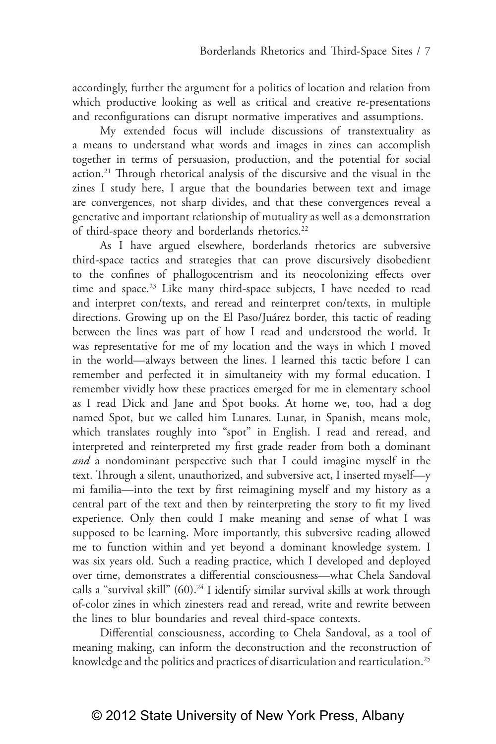accordingly, further the argument for a politics of location and relation from which productive looking as well as critical and creative re-presentations and reconfigurations can disrupt normative imperatives and assumptions.

My extended focus will include discussions of transtextuality as a means to understand what words and images in zines can accomplish together in terms of persuasion, production, and the potential for social action.[21] Through rhetorical analysis of the discursive and the visual in the zines I study here, I argue that the boundaries between text and image are convergences, not sharp divides, and that these convergences reveal a generative and important relationship of mutuality as well as a demonstration of third-space theory and borderlands rhetorics.[22]

As I have argued elsewhere, borderlands rhetorics are subversive third-space tactics and strategies that can prove discursively disobedient to the confines of phallogocentrism and its neocolonizing effects over time and space.[23] Like many third-space subjects, I have needed to read and interpret con/texts, and reread and reinterpret con/texts, in multiple directions. Growing up on the El Paso/Juárez border, this tactic of reading between the lines was part of how I read and understood the world. It was representative for me of my location and the ways in which I moved in the world—always between the lines. I learned this tactic before I can remember and perfected it in simultaneity with my formal education. I remember vividly how these practices emerged for me in elementary school as I read Dick and Jane and Spot books. At home we, too, had a dog named Spot, but we called him Lunares. Lunar, in Spanish, means mole, which translates roughly into "spot" in English. I read and reread, and interpreted and reinterpreted my first grade reader from both a dominant *and* a nondominant perspective such that I could imagine myself in the text. Through a silent, unauthorized, and subversive act, I inserted myself—y mi familia—into the text by first reimagining myself and my history as a central part of the text and then by reinterpreting the story to fit my lived experience. Only then could I make meaning and sense of what I was supposed to be learning. More importantly, this subversive reading allowed me to function within and yet beyond a dominant knowledge system. I was six years old. Such a reading practice, which I developed and deployed over time, demonstrates a differential consciousness—what Chela Sandoval calls a "survival skill" (60).[24] I identify similar survival skills at work through of-color zines in which zinesters read and reread, write and rewrite between the lines to blur boundaries and reveal third-space contexts.

Differential consciousness, according to Chela Sandoval, as a tool of meaning making, can inform the deconstruction and the reconstruction of knowledge and the politics and practices of disarticulation and rearticulation.[25]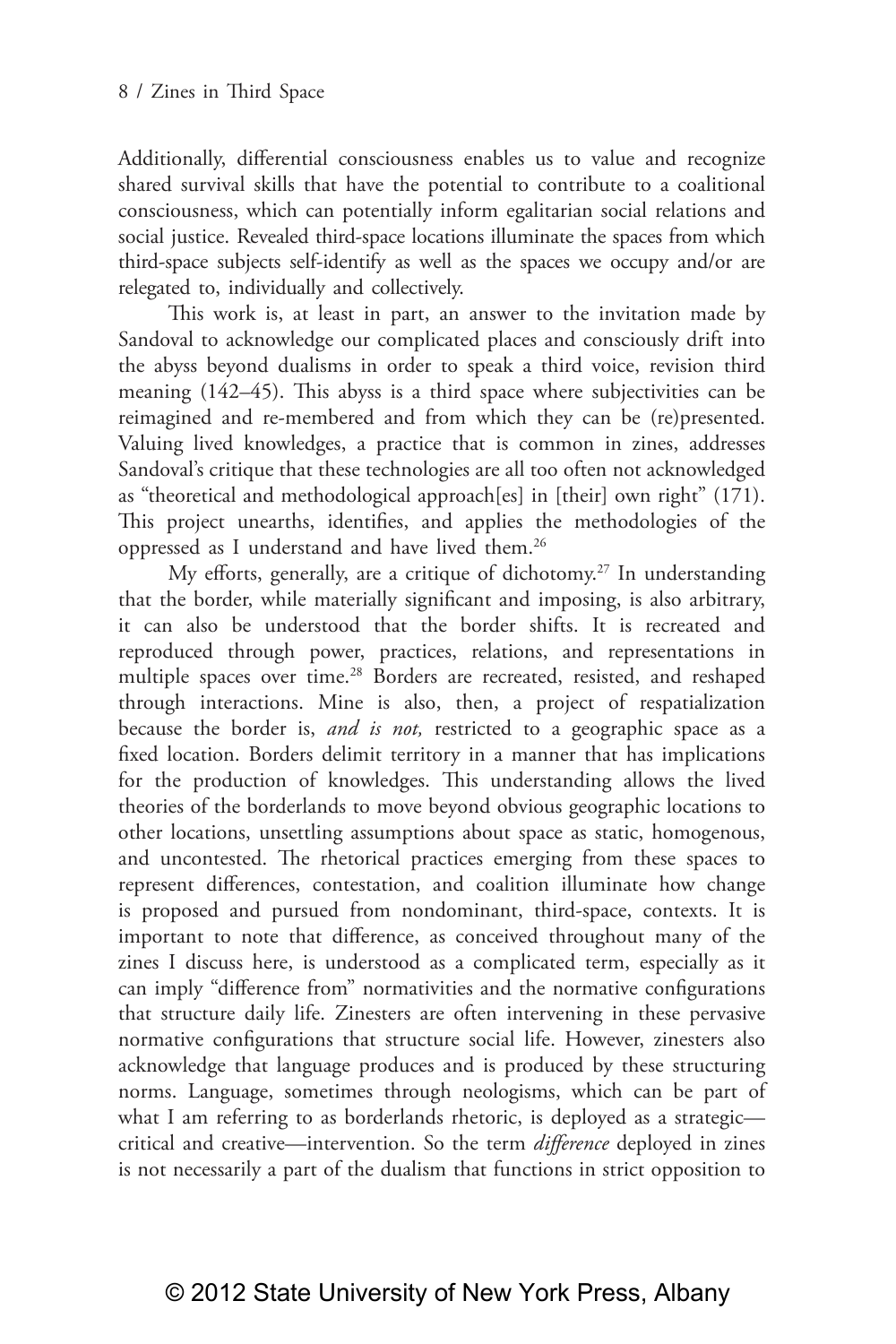Additionally, differential consciousness enables us to value and recognize shared survival skills that have the potential to contribute to a coalitional consciousness, which can potentially inform egalitarian social relations and social justice. Revealed third-space locations illuminate the spaces from which third-space subjects self-identify as well as the spaces we occupy and/or are relegated to, individually and collectively.

This work is, at least in part, an answer to the invitation made by Sandoval to acknowledge our complicated places and consciously drift into the abyss beyond dualisms in order to speak a third voice, revision third meaning (142–45). This abyss is a third space where subjectivities can be reimagined and re-membered and from which they can be (re)presented. Valuing lived knowledges, a practice that is common in zines, addresses Sandoval's critique that these technologies are all too often not acknowledged as "theoretical and methodological approach[es] in [their] own right" (171). This project unearths, identifies, and applies the methodologies of the oppressed as I understand and have lived them.[26]

My efforts, generally, are a critique of dichotomy.[27] In understanding that the border, while materially significant and imposing, is also arbitrary, it can also be understood that the border shifts. It is recreated and reproduced through power, practices, relations, and representations in multiple spaces over time.[28] Borders are recreated, resisted, and reshaped through interactions. Mine is also, then, a project of respatialization because the border is, *and is not,* restricted to a geographic space as a fixed location. Borders delimit territory in a manner that has implications for the production of knowledges. This understanding allows the lived theories of the borderlands to move beyond obvious geographic locations to other locations, unsettling assumptions about space as static, homogenous, and uncontested. The rhetorical practices emerging from these spaces to represent differences, contestation, and coalition illuminate how change is proposed and pursued from nondominant, third-space, contexts. It is important to note that difference, as conceived throughout many of the zines I discuss here, is understood as a complicated term, especially as it can imply "difference from" normativities and the normative configurations that structure daily life. Zinesters are often intervening in these pervasive normative configurations that structure social life. However, zinesters also acknowledge that language produces and is produced by these structuring norms. Language, sometimes through neologisms, which can be part of what I am referring to as borderlands rhetoric, is deployed as a strategic—critical and creative—intervention. So the term *difference* deployed in zines is not necessarily a part of the dualism that functions in strict opposition to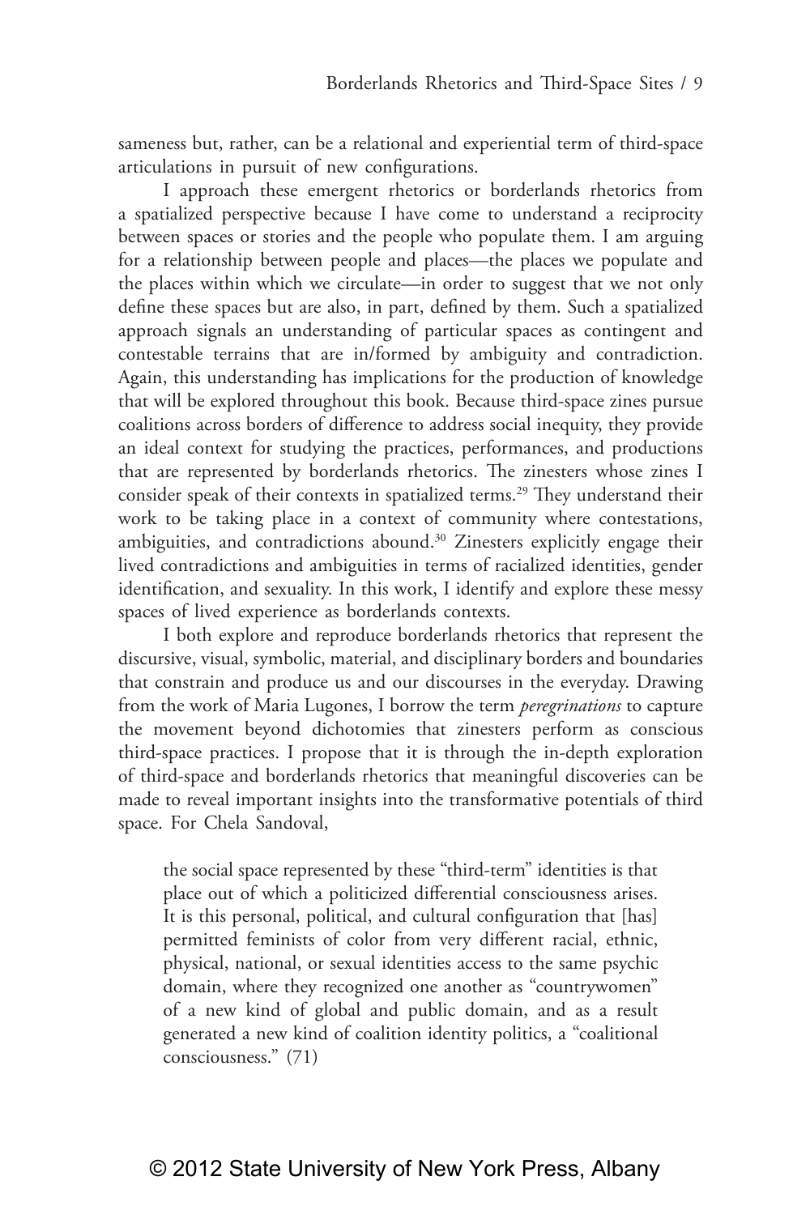sameness but, rather, can be a relational and experiential term of third-space articulations in pursuit of new configurations.

I approach these emergent rhetorics or borderlands rhetorics from a spatialized perspective because I have come to understand a reciprocity between spaces or stories and the people who populate them. I am arguing for a relationship between people and places—the places we populate and the places within which we circulate—in order to suggest that we not only define these spaces but are also, in part, defined by them. Such a spatialized approach signals an understanding of particular spaces as contingent and contestable terrains that are in/formed by ambiguity and contradiction. Again, this understanding has implications for the production of knowledge that will be explored throughout this book. Because third-space zines pursue coalitions across borders of difference to address social inequity, they provide an ideal context for studying the practices, performances, and productions that are represented by borderlands rhetorics. The zinesters whose zines I consider speak of their contexts in spatialized terms.[29] They understand their work to be taking place in a context of community where contestations, ambiguities, and contradictions abound.[30] Zinesters explicitly engage their lived contradictions and ambiguities in terms of racialized identities, gender identification, and sexuality. In this work, I identify and explore these messy spaces of lived experience as borderlands contexts.

I both explore and reproduce borderlands rhetorics that represent the discursive, visual, symbolic, material, and disciplinary borders and boundaries that constrain and produce us and our discourses in the everyday. Drawing from the work of Maria Lugones, I borrow the term *peregrinations* to capture the movement beyond dichotomies that zinesters perform as conscious third-space practices. I propose that it is through the in-depth exploration of third-space and borderlands rhetorics that meaningful discoveries can be made to reveal important insights into the transformative potentials of third space. For Chela Sandoval,

> the social space represented by these "third-term" identities is that place out of which a politicized differential consciousness arises. It is this personal, political, and cultural configuration that [has] permitted feminists of color from very different racial, ethnic, physical, national, or sexual identities access to the same psychic domain, where they recognized one another as "countrywomen" of a new kind of global and public domain, and as a result generated a new kind of coalition identity politics, a "coalitional consciousness." (71)

© 2012 State University of New York Press, Albany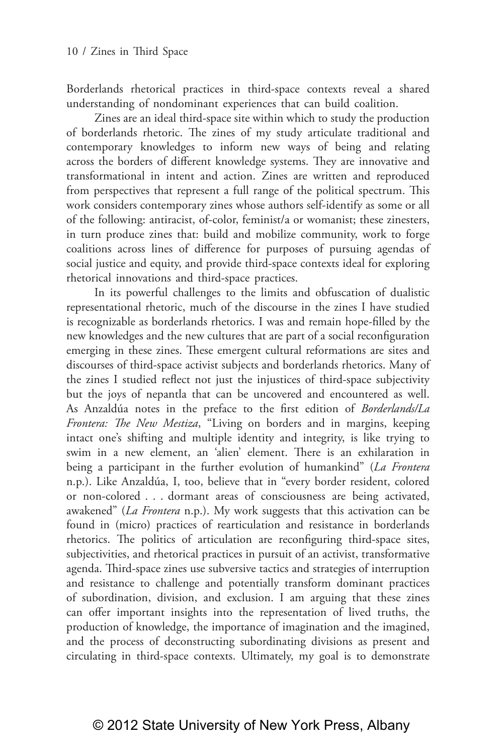Borderlands rhetorical practices in third-space contexts reveal a shared understanding of nondominant experiences that can build coalition.

Zines are an ideal third-space site within which to study the production of borderlands rhetoric. The zines of my study articulate traditional and contemporary knowledges to inform new ways of being and relating across the borders of different knowledge systems. They are innovative and transformational in intent and action. Zines are written and reproduced from perspectives that represent a full range of the political spectrum. This work considers contemporary zines whose authors self-identify as some or all of the following: antiracist, of-color, feminist/a or womanist; these zinesters, in turn produce zines that: build and mobilize community, work to forge coalitions across lines of difference for purposes of pursuing agendas of social justice and equity, and provide third-space contexts ideal for exploring rhetorical innovations and third-space practices.

In its powerful challenges to the limits and obfuscation of dualistic representational rhetoric, much of the discourse in the zines I have studied is recognizable as borderlands rhetorics. I was and remain hope-filled by the new knowledges and the new cultures that are part of a social reconfiguration emerging in these zines. These emergent cultural reformations are sites and discourses of third-space activist subjects and borderlands rhetorics. Many of the zines I studied reflect not just the injustices of third-space subjectivity but the joys of nepantla that can be uncovered and encountered as well. As Anzaldúa notes in the preface to the first edition of *Borderlands/La Frontera: The New Mestiza*, "Living on borders and in margins, keeping intact one's shifting and multiple identity and integrity, is like trying to swim in a new element, an 'alien' element. There is an exhilaration in being a participant in the further evolution of humankind" (*La Frontera* n.p.). Like Anzaldúa, I, too, believe that in "every border resident, colored or non-colored . . . dormant areas of consciousness are being activated, awakened" (*La Frontera* n.p.). My work suggests that this activation can be found in (micro) practices of rearticulation and resistance in borderlands rhetorics. The politics of articulation are reconfiguring third-space sites, subjectivities, and rhetorical practices in pursuit of an activist, transformative agenda. Third-space zines use subversive tactics and strategies of interruption and resistance to challenge and potentially transform dominant practices of subordination, division, and exclusion. I am arguing that these zines can offer important insights into the representation of lived truths, the production of knowledge, the importance of imagination and the imagined, and the process of deconstructing subordinating divisions as present and circulating in third-space contexts. Ultimately, my goal is to demonstrate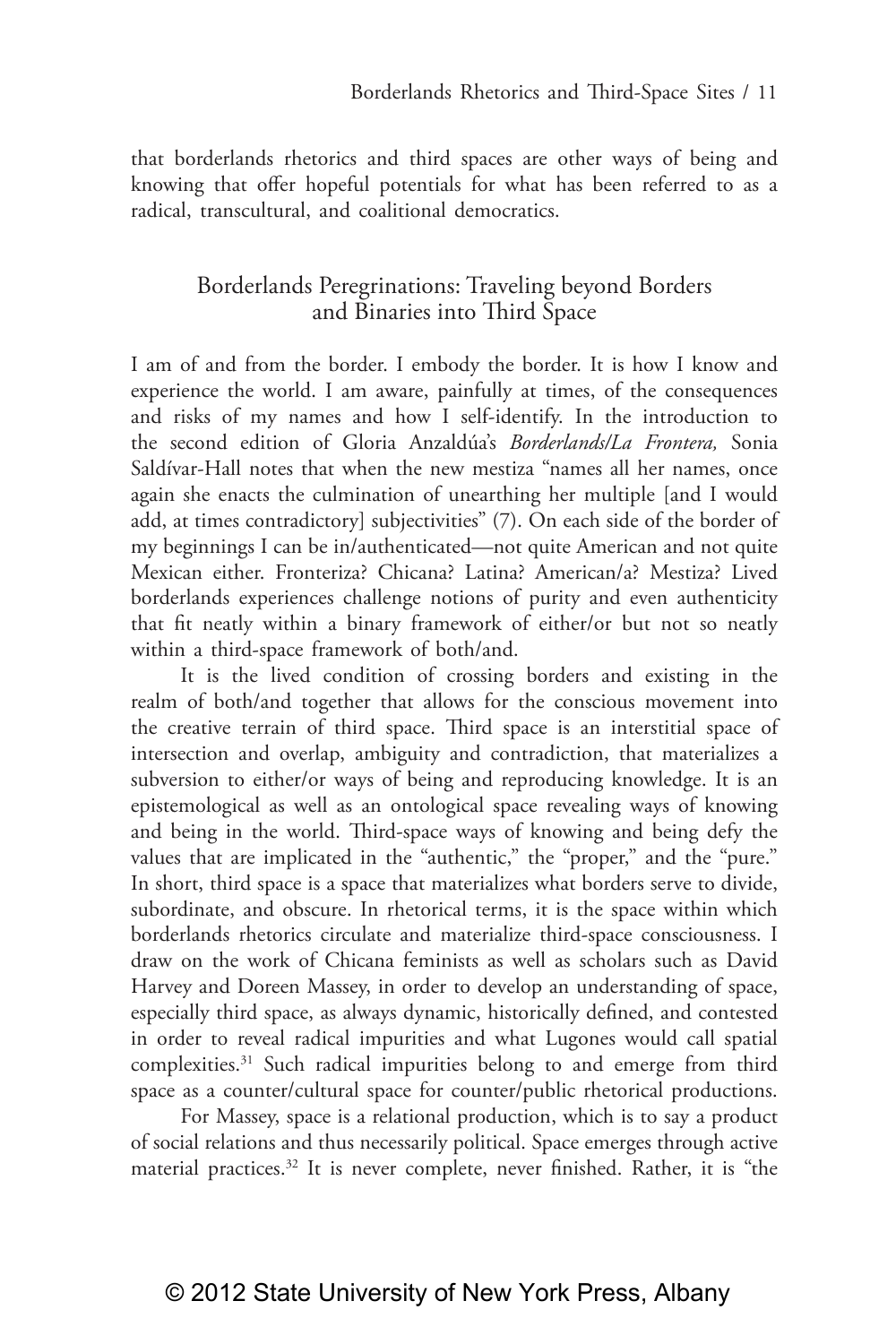that borderlands rhetorics and third spaces are other ways of being and knowing that offer hopeful potentials for what has been referred to as a radical, transcultural, and coalitional democratics.

## Borderlands Peregrinations: Traveling beyond Borders and Binaries into Third Space

I am of and from the border. I embody the border. It is how I know and experience the world. I am aware, painfully at times, of the consequences and risks of my names and how I self-identify. In the introduction to the second edition of Gloria Anzaldúa's *Borderlands/La Frontera,* Sonia Saldívar-Hall notes that when the new mestiza "names all her names, once again she enacts the culmination of unearthing her multiple [and I would add, at times contradictory] subjectivities" (7). On each side of the border of my beginnings I can be in/authenticated—not quite American and not quite Mexican either. Fronteriza? Chicana? Latina? American/a? Mestiza? Lived borderlands experiences challenge notions of purity and even authenticity that fit neatly within a binary framework of either/or but not so neatly within a third-space framework of both/and.

It is the lived condition of crossing borders and existing in the realm of both/and together that allows for the conscious movement into the creative terrain of third space. Third space is an interstitial space of intersection and overlap, ambiguity and contradiction, that materializes a subversion to either/or ways of being and reproducing knowledge. It is an epistemological as well as an ontological space revealing ways of knowing and being in the world. Third-space ways of knowing and being defy the values that are implicated in the "authentic," the "proper," and the "pure." In short, third space is a space that materializes what borders serve to divide, subordinate, and obscure. In rhetorical terms, it is the space within which borderlands rhetorics circulate and materialize third-space consciousness. I draw on the work of Chicana feminists as well as scholars such as David Harvey and Doreen Massey, in order to develop an understanding of space, especially third space, as always dynamic, historically defined, and contested in order to reveal radical impurities and what Lugones would call spatial complexities.[31] Such radical impurities belong to and emerge from third space as a counter/cultural space for counter/public rhetorical productions.

For Massey, space is a relational production, which is to say a product of social relations and thus necessarily political. Space emerges through active material practices.[32] It is never complete, never finished. Rather, it is "the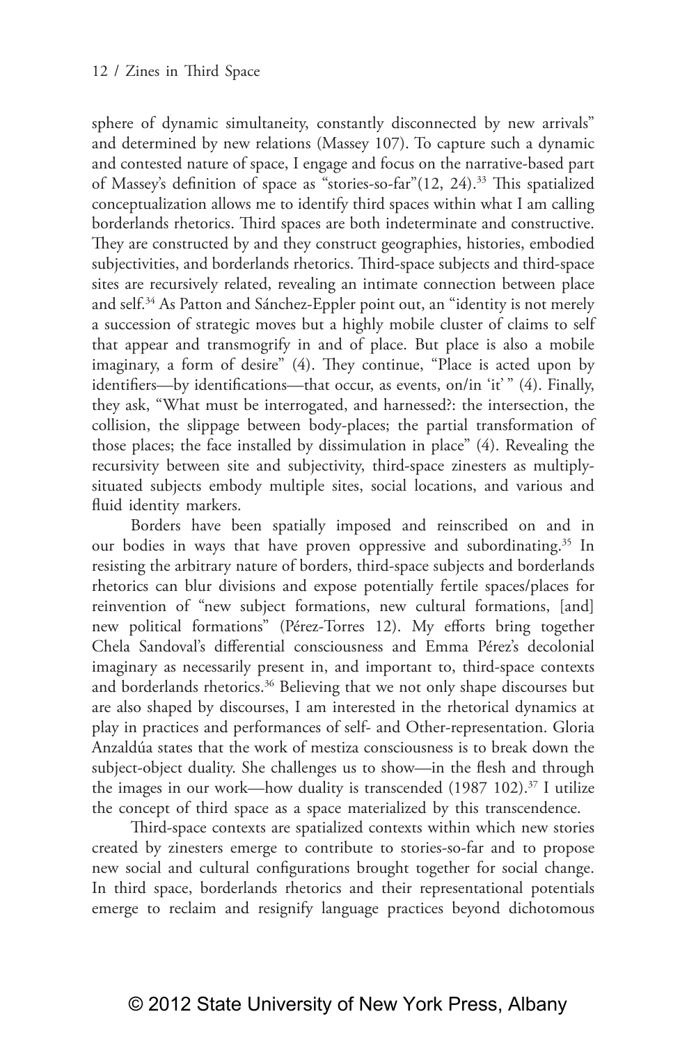sphere of dynamic simultaneity, constantly disconnected by new arrivals" and determined by new relations (Massey 107). To capture such a dynamic and contested nature of space, I engage and focus on the narrative-based part of Massey's definition of space as "stories-so-far"(12, 24).[33] This spatialized conceptualization allows me to identify third spaces within what I am calling borderlands rhetorics. Third spaces are both indeterminate and constructive. They are constructed by and they construct geographies, histories, embodied subjectivities, and borderlands rhetorics. Third-space subjects and third-space sites are recursively related, revealing an intimate connection between place and self.[34] As Patton and Sánchez-Eppler point out, an "identity is not merely a succession of strategic moves but a highly mobile cluster of claims to self that appear and transmogrify in and of place. But place is also a mobile imaginary, a form of desire" (4). They continue, "Place is acted upon by identifiers—by identifications—that occur, as events, on/in 'it' " (4). Finally, they ask, "What must be interrogated, and harnessed?: the intersection, the collision, the slippage between body-places; the partial transformation of those places; the face installed by dissimulation in place" (4). Revealing the recursivity between site and subjectivity, third-space zinesters as multiply-situated subjects embody multiple sites, social locations, and various and fluid identity markers.

Borders have been spatially imposed and reinscribed on and in our bodies in ways that have proven oppressive and subordinating.[35] In resisting the arbitrary nature of borders, third-space subjects and borderlands rhetorics can blur divisions and expose potentially fertile spaces/places for reinvention of "new subject formations, new cultural formations, [and] new political formations" (Pérez-Torres 12). My efforts bring together Chela Sandoval's differential consciousness and Emma Pérez's decolonial imaginary as necessarily present in, and important to, third-space contexts and borderlands rhetorics.[36] Believing that we not only shape discourses but are also shaped by discourses, I am interested in the rhetorical dynamics at play in practices and performances of self- and Other-representation. Gloria Anzaldúa states that the work of mestiza consciousness is to break down the subject-object duality. She challenges us to show—in the flesh and through the images in our work—how duality is transcended (1987 102).[37] I utilize the concept of third space as a space materialized by this transcendence.

Third-space contexts are spatialized contexts within which new stories created by zinesters emerge to contribute to stories-so-far and to propose new social and cultural configurations brought together for social change. In third space, borderlands rhetorics and their representational potentials emerge to reclaim and resignify language practices beyond dichotomous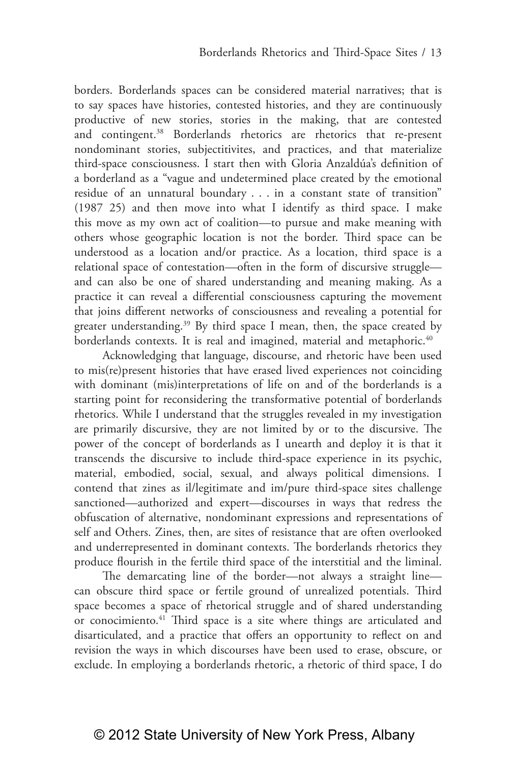borders. Borderlands spaces can be considered material narratives; that is to say spaces have histories, contested histories, and they are continuously productive of new stories, stories in the making, that are contested and contingent.[38] Borderlands rhetorics are rhetorics that re-present nondominant stories, subjectitivites, and practices, and that materialize third-space consciousness. I start then with Gloria Anzaldúa's definition of a borderland as a "vague and undetermined place created by the emotional residue of an unnatural boundary . . . in a constant state of transition" (1987 25) and then move into what I identify as third space. I make this move as my own act of coalition—to pursue and make meaning with others whose geographic location is not the border. Third space can be understood as a location and/or practice. As a location, third space is a relational space of contestation—often in the form of discursive struggle—and can also be one of shared understanding and meaning making. As a practice it can reveal a differential consciousness capturing the movement that joins different networks of consciousness and revealing a potential for greater understanding.[39] By third space I mean, then, the space created by borderlands contexts. It is real and imagined, material and metaphoric.[40]

Acknowledging that language, discourse, and rhetoric have been used to mis(re)present histories that have erased lived experiences not coinciding with dominant (mis)interpretations of life on and of the borderlands is a starting point for reconsidering the transformative potential of borderlands rhetorics. While I understand that the struggles revealed in my investigation are primarily discursive, they are not limited by or to the discursive. The power of the concept of borderlands as I unearth and deploy it is that it transcends the discursive to include third-space experience in its psychic, material, embodied, social, sexual, and always political dimensions. I contend that zines as il/legitimate and im/pure third-space sites challenge sanctioned—authorized and expert—discourses in ways that redress the obfuscation of alternative, nondominant expressions and representations of self and Others. Zines, then, are sites of resistance that are often overlooked and underrepresented in dominant contexts. The borderlands rhetorics they produce flourish in the fertile third space of the interstitial and the liminal.

The demarcating line of the border—not always a straight line—can obscure third space or fertile ground of unrealized potentials. Third space becomes a space of rhetorical struggle and of shared understanding or conocimiento.[41] Third space is a site where things are articulated and disarticulated, and a practice that offers an opportunity to reflect on and revision the ways in which discourses have been used to erase, obscure, or exclude. In employing a borderlands rhetoric, a rhetoric of third space, I do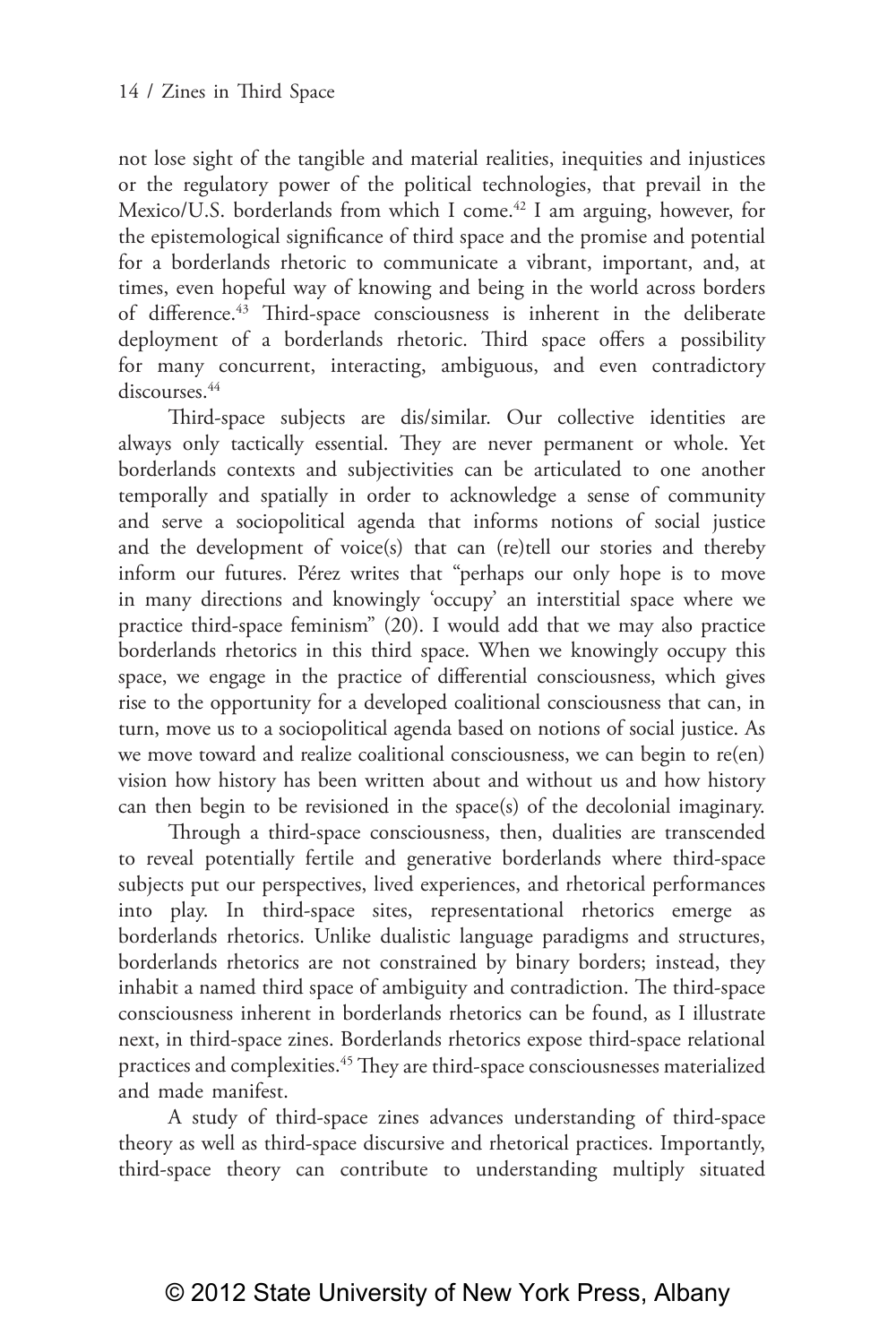not lose sight of the tangible and material realities, inequities and injustices or the regulatory power of the political technologies, that prevail in the Mexico/U.S. borderlands from which I come.[42] I am arguing, however, for the epistemological significance of third space and the promise and potential for a borderlands rhetoric to communicate a vibrant, important, and, at times, even hopeful way of knowing and being in the world across borders of difference.[43] Third-space consciousness is inherent in the deliberate deployment of a borderlands rhetoric. Third space offers a possibility for many concurrent, interacting, ambiguous, and even contradictory discourses.[44]

Third-space subjects are dis/similar. Our collective identities are always only tactically essential. They are never permanent or whole. Yet borderlands contexts and subjectivities can be articulated to one another temporally and spatially in order to acknowledge a sense of community and serve a sociopolitical agenda that informs notions of social justice and the development of voice(s) that can (re)tell our stories and thereby inform our futures. Pérez writes that "perhaps our only hope is to move in many directions and knowingly 'occupy' an interstitial space where we practice third-space feminism" (20). I would add that we may also practice borderlands rhetorics in this third space. When we knowingly occupy this space, we engage in the practice of differential consciousness, which gives rise to the opportunity for a developed coalitional consciousness that can, in turn, move us to a sociopolitical agenda based on notions of social justice. As we move toward and realize coalitional consciousness, we can begin to re(en)vision how history has been written about and without us and how history can then begin to be revisioned in the space(s) of the decolonial imaginary.

Through a third-space consciousness, then, dualities are transcended to reveal potentially fertile and generative borderlands where third-space subjects put our perspectives, lived experiences, and rhetorical performances into play. In third-space sites, representational rhetorics emerge as borderlands rhetorics. Unlike dualistic language paradigms and structures, borderlands rhetorics are not constrained by binary borders; instead, they inhabit a named third space of ambiguity and contradiction. The third-space consciousness inherent in borderlands rhetorics can be found, as I illustrate next, in third-space zines. Borderlands rhetorics expose third-space relational practices and complexities.[45] They are third-space consciousnesses materialized and made manifest.

A study of third-space zines advances understanding of third-space theory as well as third-space discursive and rhetorical practices. Importantly, third-space theory can contribute to understanding multiply situated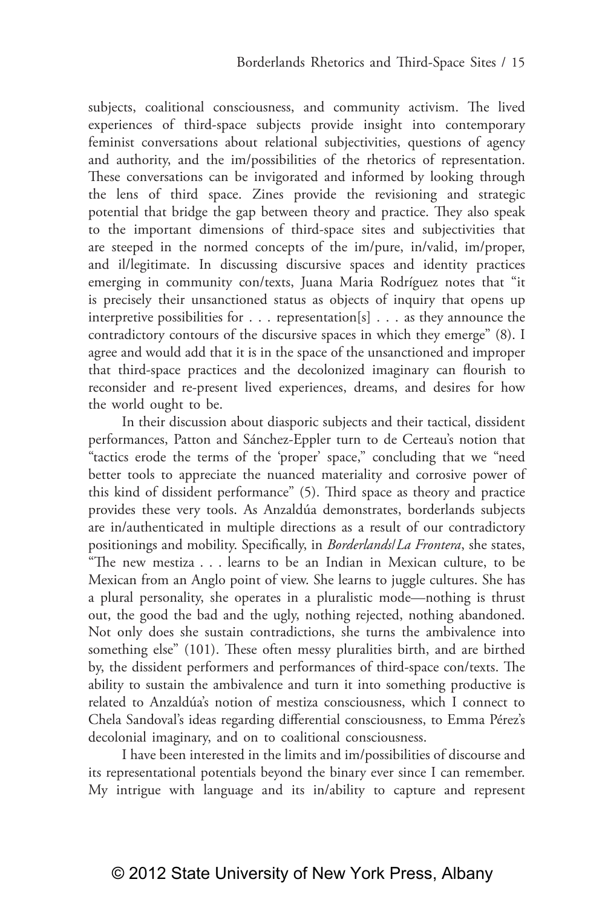subjects, coalitional consciousness, and community activism. The lived experiences of third-space subjects provide insight into contemporary feminist conversations about relational subjectivities, questions of agency and authority, and the im/possibilities of the rhetorics of representation. These conversations can be invigorated and informed by looking through the lens of third space. Zines provide the revisioning and strategic potential that bridge the gap between theory and practice. They also speak to the important dimensions of third-space sites and subjectivities that are steeped in the normed concepts of the im/pure, in/valid, im/proper, and il/legitimate. In discussing discursive spaces and identity practices emerging in community con/texts, Juana Maria Rodríguez notes that "it is precisely their unsanctioned status as objects of inquiry that opens up interpretive possibilities for . . . representation[s] . . . as they announce the contradictory contours of the discursive spaces in which they emerge" (8). I agree and would add that it is in the space of the unsanctioned and improper that third-space practices and the decolonized imaginary can flourish to reconsider and re-present lived experiences, dreams, and desires for how the world ought to be.

In their discussion about diasporic subjects and their tactical, dissident performances, Patton and Sánchez-Eppler turn to de Certeau's notion that "tactics erode the terms of the 'proper' space," concluding that we "need better tools to appreciate the nuanced materiality and corrosive power of this kind of dissident performance" (5). Third space as theory and practice provides these very tools. As Anzaldúa demonstrates, borderlands subjects are in/authenticated in multiple directions as a result of our contradictory positionings and mobility. Specifically, in *Borderlands/La Frontera*, she states, "The new mestiza . . . learns to be an Indian in Mexican culture, to be Mexican from an Anglo point of view. She learns to juggle cultures. She has a plural personality, she operates in a pluralistic mode—nothing is thrust out, the good the bad and the ugly, nothing rejected, nothing abandoned. Not only does she sustain contradictions, she turns the ambivalence into something else" (101). These often messy pluralities birth, and are birthed by, the dissident performers and performances of third-space con/texts. The ability to sustain the ambivalence and turn it into something productive is related to Anzaldúa's notion of mestiza consciousness, which I connect to Chela Sandoval's ideas regarding differential consciousness, to Emma Pérez's decolonial imaginary, and on to coalitional consciousness.

I have been interested in the limits and im/possibilities of discourse and its representational potentials beyond the binary ever since I can remember. My intrigue with language and its in/ability to capture and represent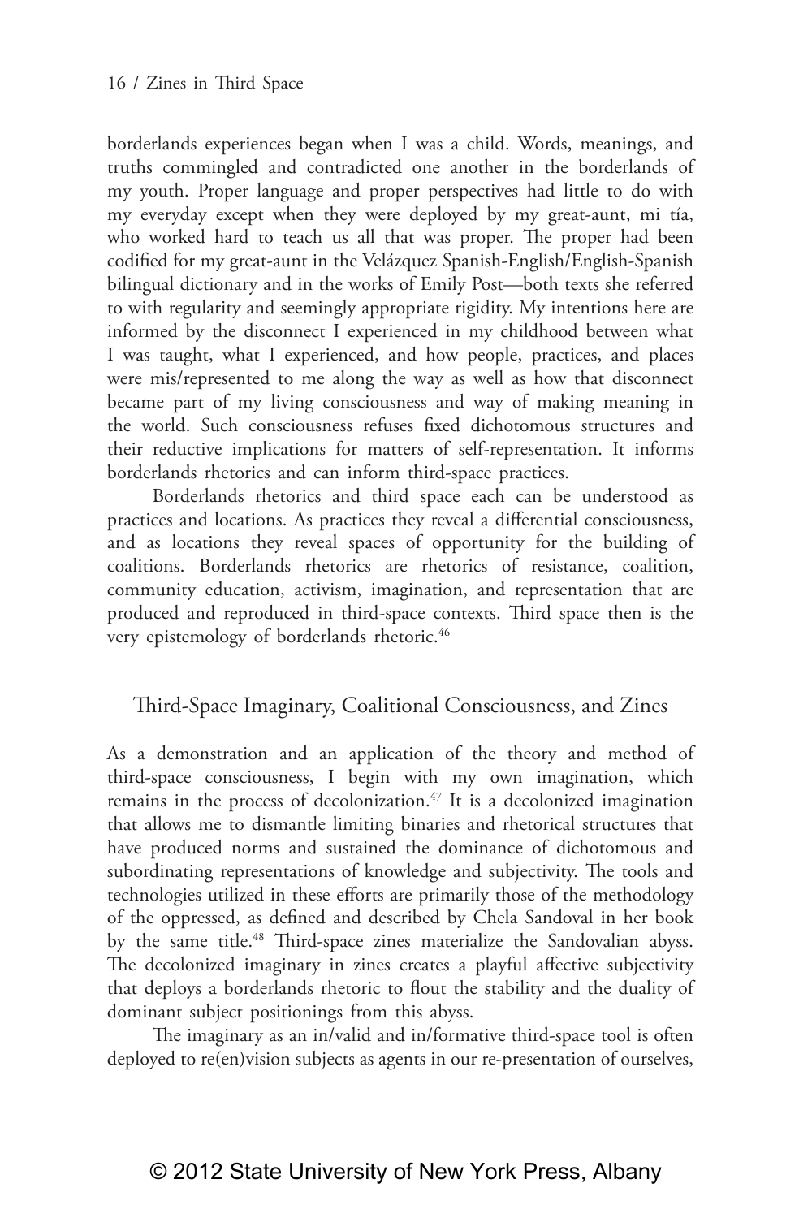borderlands experiences began when I was a child. Words, meanings, and truths commingled and contradicted one another in the borderlands of my youth. Proper language and proper perspectives had little to do with my everyday except when they were deployed by my great-aunt, mi tía, who worked hard to teach us all that was proper. The proper had been codified for my great-aunt in the Velázquez Spanish-English/English-Spanish bilingual dictionary and in the works of Emily Post—both texts she referred to with regularity and seemingly appropriate rigidity. My intentions here are informed by the disconnect I experienced in my childhood between what I was taught, what I experienced, and how people, practices, and places were mis/represented to me along the way as well as how that disconnect became part of my living consciousness and way of making meaning in the world. Such consciousness refuses fixed dichotomous structures and their reductive implications for matters of self-representation. It informs borderlands rhetorics and can inform third-space practices.

Borderlands rhetorics and third space each can be understood as practices and locations. As practices they reveal a differential consciousness, and as locations they reveal spaces of opportunity for the building of coalitions. Borderlands rhetorics are rhetorics of resistance, coalition, community education, activism, imagination, and representation that are produced and reproduced in third-space contexts. Third space then is the very epistemology of borderlands rhetoric.[46]

## Third-Space Imaginary, Coalitional Consciousness, and Zines

As a demonstration and an application of the theory and method of third-space consciousness, I begin with my own imagination, which remains in the process of decolonization.[47] It is a decolonized imagination that allows me to dismantle limiting binaries and rhetorical structures that have produced norms and sustained the dominance of dichotomous and subordinating representations of knowledge and subjectivity. The tools and technologies utilized in these efforts are primarily those of the methodology of the oppressed, as defined and described by Chela Sandoval in her book by the same title.[48] Third-space zines materialize the Sandovalian abyss. The decolonized imaginary in zines creates a playful affective subjectivity that deploys a borderlands rhetoric to flout the stability and the duality of dominant subject positionings from this abyss.

The imaginary as an in/valid and in/formative third-space tool is often deployed to re(en)vision subjects as agents in our re-presentation of ourselves,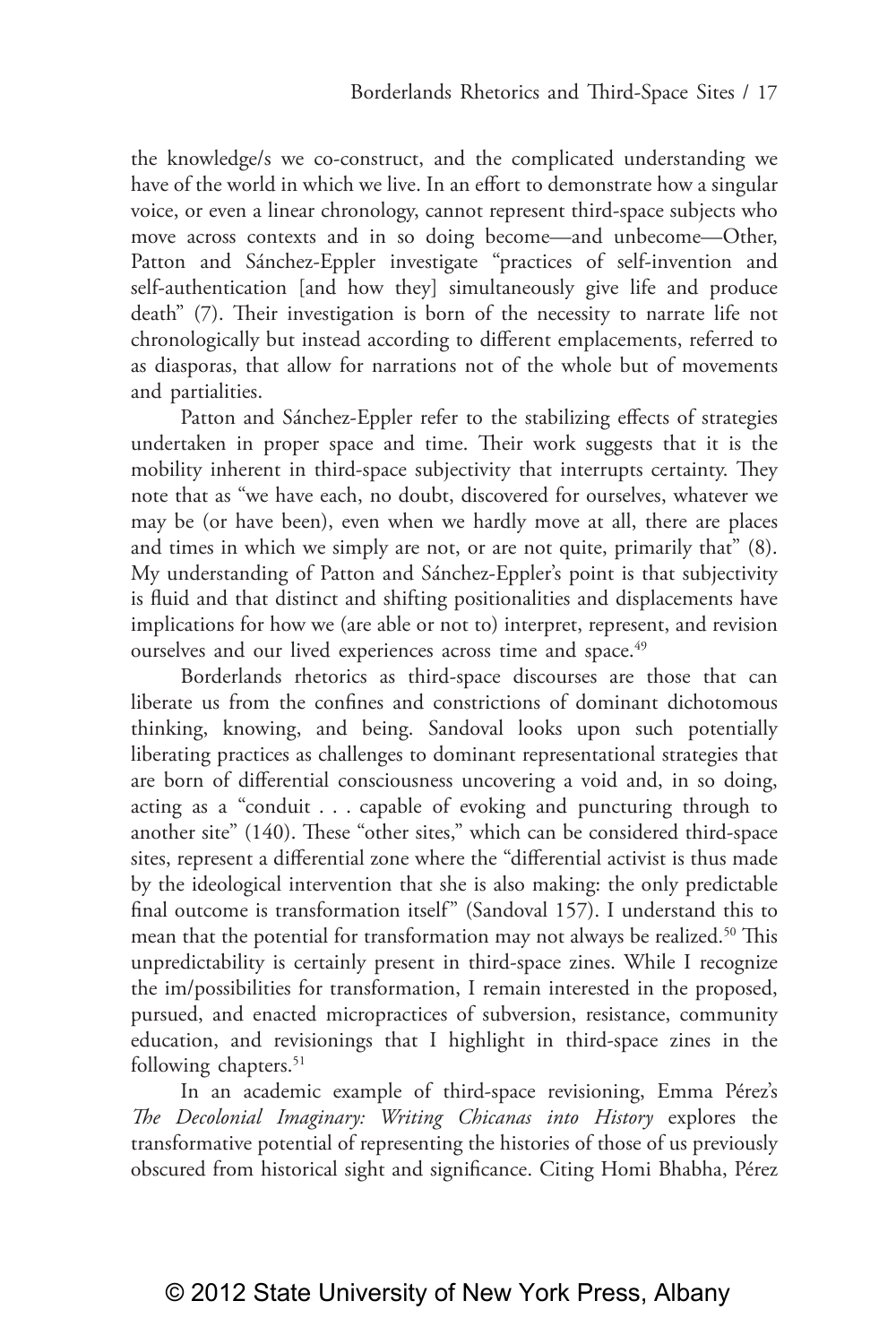the knowledge/s we co-construct, and the complicated understanding we have of the world in which we live. In an effort to demonstrate how a singular voice, or even a linear chronology, cannot represent third-space subjects who move across contexts and in so doing become—and unbecome—Other, Patton and Sánchez-Eppler investigate "practices of self-invention and self-authentication [and how they] simultaneously give life and produce death" (7). Their investigation is born of the necessity to narrate life not chronologically but instead according to different emplacements, referred to as diasporas, that allow for narrations not of the whole but of movements and partialities.

Patton and Sánchez-Eppler refer to the stabilizing effects of strategies undertaken in proper space and time. Their work suggests that it is the mobility inherent in third-space subjectivity that interrupts certainty. They note that as "we have each, no doubt, discovered for ourselves, whatever we may be (or have been), even when we hardly move at all, there are places and times in which we simply are not, or are not quite, primarily that" (8). My understanding of Patton and Sánchez-Eppler's point is that subjectivity is fluid and that distinct and shifting positionalities and displacements have implications for how we (are able or not to) interpret, represent, and revision ourselves and our lived experiences across time and space.[49]

Borderlands rhetorics as third-space discourses are those that can liberate us from the confines and constrictions of dominant dichotomous thinking, knowing, and being. Sandoval looks upon such potentially liberating practices as challenges to dominant representational strategies that are born of differential consciousness uncovering a void and, in so doing, acting as a "conduit . . . capable of evoking and puncturing through to another site" (140). These "other sites," which can be considered third-space sites, represent a differential zone where the "differential activist is thus made by the ideological intervention that she is also making: the only predictable final outcome is transformation itself" (Sandoval 157). I understand this to mean that the potential for transformation may not always be realized.[50] This unpredictability is certainly present in third-space zines. While I recognize the im/possibilities for transformation, I remain interested in the proposed, pursued, and enacted micropractices of subversion, resistance, community education, and revisionings that I highlight in third-space zines in the following chapters.[51]

In an academic example of third-space revisioning, Emma Pérez's *The Decolonial Imaginary: Writing Chicanas into History* explores the transformative potential of representing the histories of those of us previously obscured from historical sight and significance. Citing Homi Bhabha, Pérez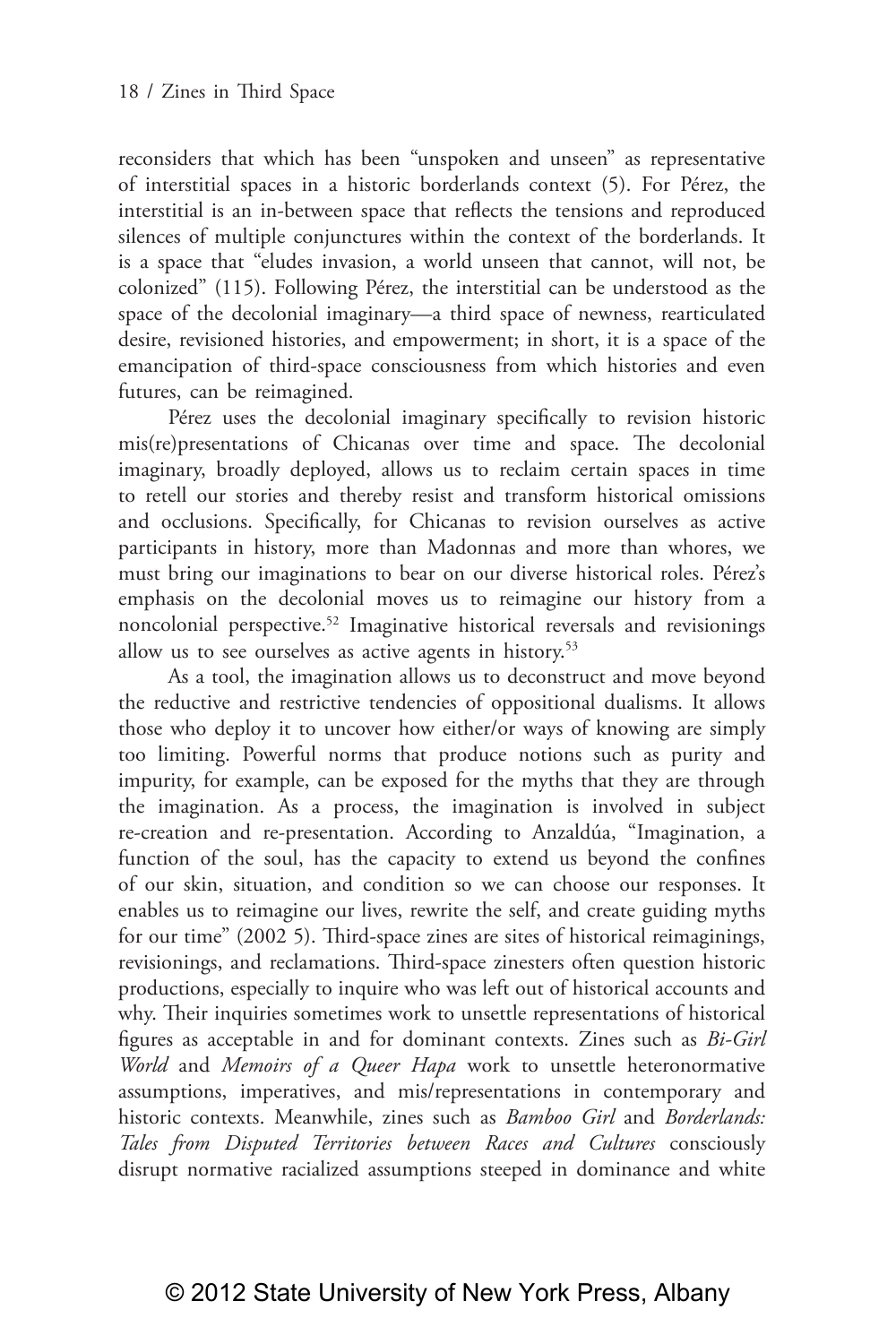reconsiders that which has been "unspoken and unseen" as representative of interstitial spaces in a historic borderlands context (5). For Pérez, the interstitial is an in-between space that reflects the tensions and reproduced silences of multiple conjunctures within the context of the borderlands. It is a space that "eludes invasion, a world unseen that cannot, will not, be colonized" (115). Following Pérez, the interstitial can be understood as the space of the decolonial imaginary—a third space of newness, rearticulated desire, revisioned histories, and empowerment; in short, it is a space of the emancipation of third-space consciousness from which histories and even futures, can be reimagined.

Pérez uses the decolonial imaginary specifically to revision historic mis(re)presentations of Chicanas over time and space. The decolonial imaginary, broadly deployed, allows us to reclaim certain spaces in time to retell our stories and thereby resist and transform historical omissions and occlusions. Specifically, for Chicanas to revision ourselves as active participants in history, more than Madonnas and more than whores, we must bring our imaginations to bear on our diverse historical roles. Pérez's emphasis on the decolonial moves us to reimagine our history from a noncolonial perspective.[52] Imaginative historical reversals and revisionings allow us to see ourselves as active agents in history.[53]

As a tool, the imagination allows us to deconstruct and move beyond the reductive and restrictive tendencies of oppositional dualisms. It allows those who deploy it to uncover how either/or ways of knowing are simply too limiting. Powerful norms that produce notions such as purity and impurity, for example, can be exposed for the myths that they are through the imagination. As a process, the imagination is involved in subject re-creation and re-presentation. According to Anzaldúa, "Imagination, a function of the soul, has the capacity to extend us beyond the confines of our skin, situation, and condition so we can choose our responses. It enables us to reimagine our lives, rewrite the self, and create guiding myths for our time" (2002 5). Third-space zines are sites of historical reimaginings, revisionings, and reclamations. Third-space zinesters often question historic productions, especially to inquire who was left out of historical accounts and why. Their inquiries sometimes work to unsettle representations of historical figures as acceptable in and for dominant contexts. Zines such as *Bi-Girl World* and *Memoirs of a Queer Hapa* work to unsettle heteronormative assumptions, imperatives, and mis/representations in contemporary and historic contexts. Meanwhile, zines such as *Bamboo Girl* and *Borderlands: Tales from Disputed Territories between Races and Cultures* consciously disrupt normative racialized assumptions steeped in dominance and white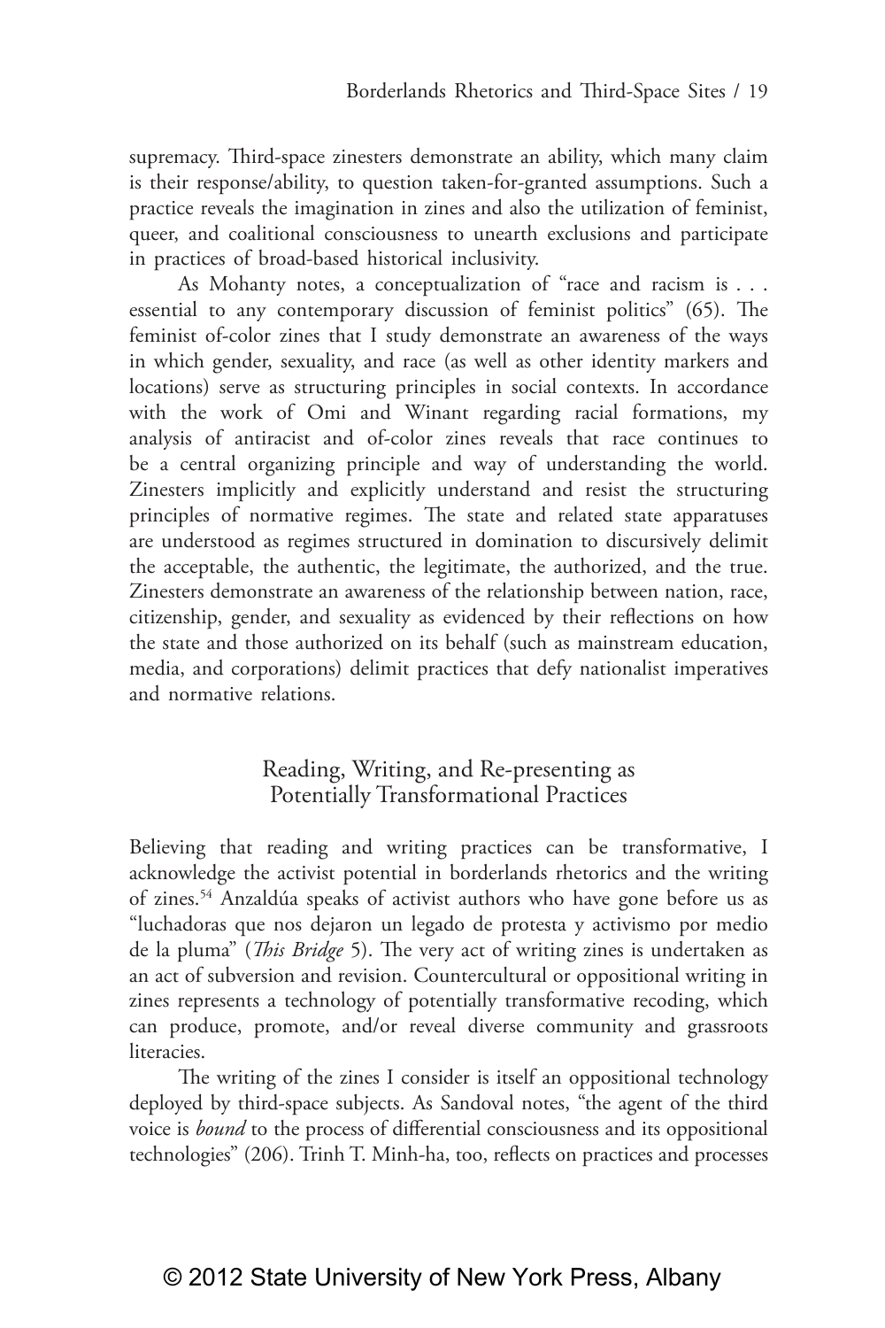supremacy. Third-space zinesters demonstrate an ability, which many claim is their response/ability, to question taken-for-granted assumptions. Such a practice reveals the imagination in zines and also the utilization of feminist, queer, and coalitional consciousness to unearth exclusions and participate in practices of broad-based historical inclusivity.

As Mohanty notes, a conceptualization of "race and racism is . . . essential to any contemporary discussion of feminist politics" (65). The feminist of-color zines that I study demonstrate an awareness of the ways in which gender, sexuality, and race (as well as other identity markers and locations) serve as structuring principles in social contexts. In accordance with the work of Omi and Winant regarding racial formations, my analysis of antiracist and of-color zines reveals that race continues to be a central organizing principle and way of understanding the world. Zinesters implicitly and explicitly understand and resist the structuring principles of normative regimes. The state and related state apparatuses are understood as regimes structured in domination to discursively delimit the acceptable, the authentic, the legitimate, the authorized, and the true. Zinesters demonstrate an awareness of the relationship between nation, race, citizenship, gender, and sexuality as evidenced by their reflections on how the state and those authorized on its behalf (such as mainstream education, media, and corporations) delimit practices that defy nationalist imperatives and normative relations.

## Reading, Writing, and Re-presenting as Potentially Transformational Practices

Believing that reading and writing practices can be transformative, I acknowledge the activist potential in borderlands rhetorics and the writing of zines.[54] Anzaldúa speaks of activist authors who have gone before us as "luchadoras que nos dejaron un legado de protesta y activismo por medio de la pluma" (*This Bridge* 5). The very act of writing zines is undertaken as an act of subversion and revision. Countercultural or oppositional writing in zines represents a technology of potentially transformative recoding, which can produce, promote, and/or reveal diverse community and grassroots literacies.

The writing of the zines I consider is itself an oppositional technology deployed by third-space subjects. As Sandoval notes, "the agent of the third voice is *bound* to the process of differential consciousness and its oppositional technologies" (206). Trinh T. Minh-ha, too, reflects on practices and processes

© 2012 State University of New York Press, Albany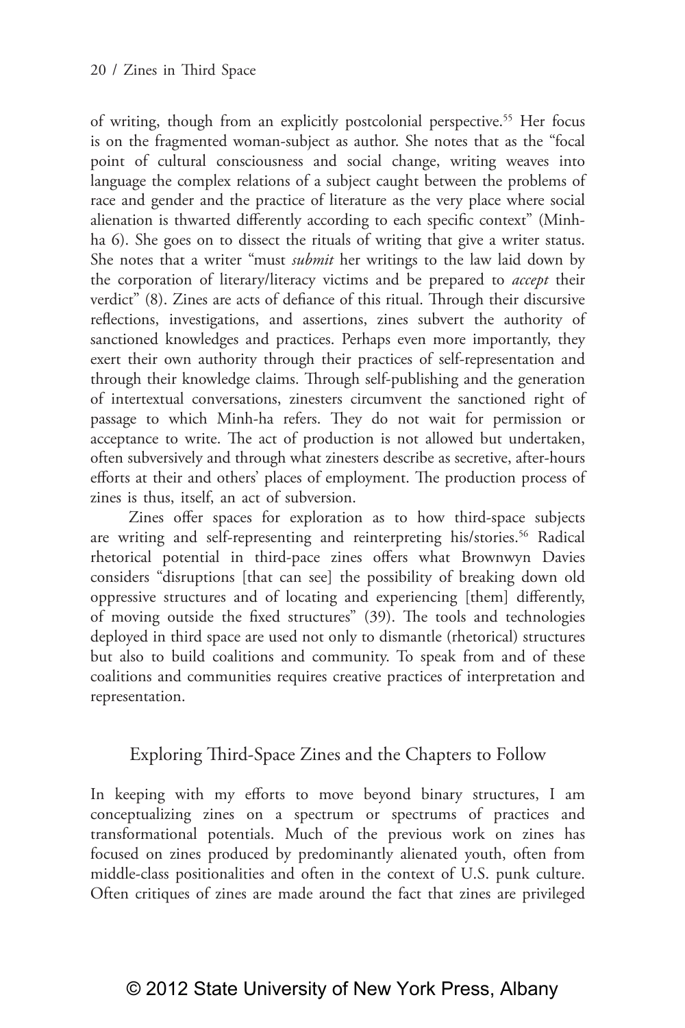of writing, though from an explicitly postcolonial perspective.[55] Her focus is on the fragmented woman-subject as author. She notes that as the "focal point of cultural consciousness and social change, writing weaves into language the complex relations of a subject caught between the problems of race and gender and the practice of literature as the very place where social alienation is thwarted differently according to each specific context" (Minh-ha 6). She goes on to dissect the rituals of writing that give a writer status. She notes that a writer "must *submit* her writings to the law laid down by the corporation of literary/literacy victims and be prepared to *accept* their verdict" (8). Zines are acts of defiance of this ritual. Through their discursive reflections, investigations, and assertions, zines subvert the authority of sanctioned knowledges and practices. Perhaps even more importantly, they exert their own authority through their practices of self-representation and through their knowledge claims. Through self-publishing and the generation of intertextual conversations, zinesters circumvent the sanctioned right of passage to which Minh-ha refers. They do not wait for permission or acceptance to write. The act of production is not allowed but undertaken, often subversively and through what zinesters describe as secretive, after-hours efforts at their and others' places of employment. The production process of zines is thus, itself, an act of subversion.

Zines offer spaces for exploration as to how third-space subjects are writing and self-representing and reinterpreting his/stories.[56] Radical rhetorical potential in third-pace zines offers what Brownwyn Davies considers "disruptions [that can see] the possibility of breaking down old oppressive structures and of locating and experiencing [them] differently, of moving outside the fixed structures" (39). The tools and technologies deployed in third space are used not only to dismantle (rhetorical) structures but also to build coalitions and community. To speak from and of these coalitions and communities requires creative practices of interpretation and representation.

## Exploring Third-Space Zines and the Chapters to Follow

In keeping with my efforts to move beyond binary structures, I am conceptualizing zines on a spectrum or spectrums of practices and transformational potentials. Much of the previous work on zines has focused on zines produced by predominantly alienated youth, often from middle-class positionalities and often in the context of U.S. punk culture. Often critiques of zines are made around the fact that zines are privileged

© 2012 State University of New York Press, Albany